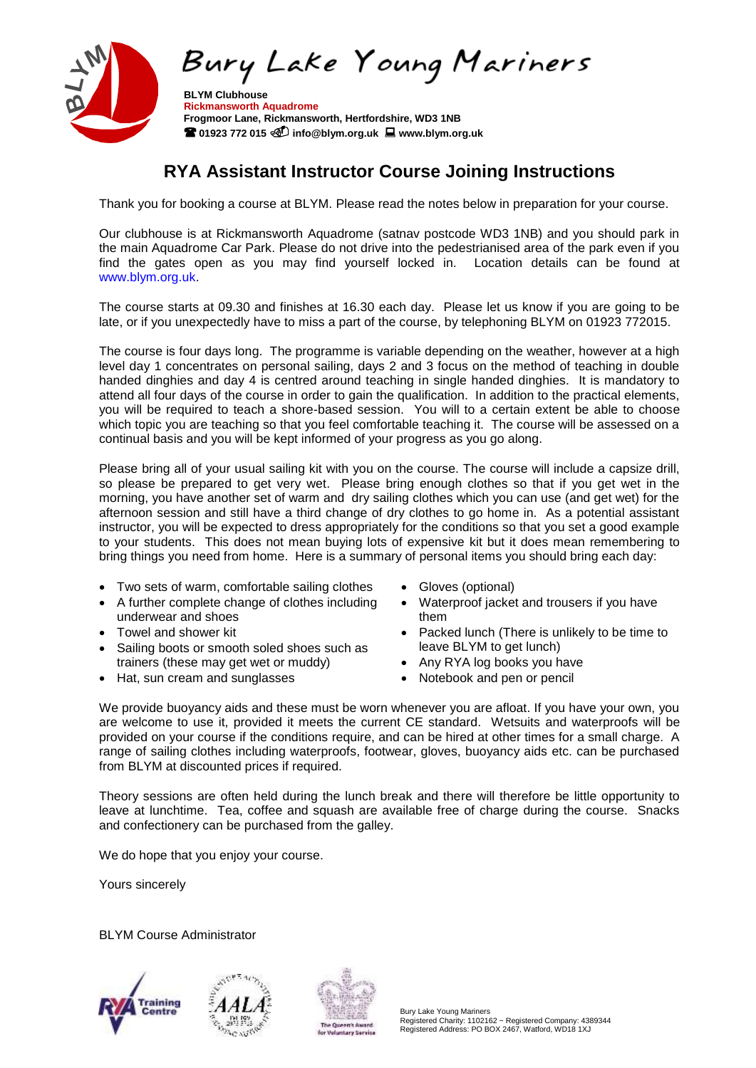# Bury Lake Young Mariners

**BLYM Clubhouse**
**Rickmansworth Aquadrome**
**Frogmoor Lane, Rickmansworth, Hertfordshire, WD3 1NB**
**01923 772 015 info@blym.org.uk www.blym.org.uk**

## RYA Assistant Instructor Course Joining Instructions

Thank you for booking a course at BLYM. Please read the notes below in preparation for your course.

Our clubhouse is at Rickmansworth Aquadrome (satnav postcode WD3 1NB) and you should park in the main Aquadrome Car Park. Please do not drive into the pedestrianised area of the park even if you find the gates open as you may find yourself locked in. Location details can be found at www.blym.org.uk.

The course starts at 09.30 and finishes at 16.30 each day. Please let us know if you are going to be late, or if you unexpectedly have to miss a part of the course, by telephoning BLYM on 01923 772015.

The course is four days long. The programme is variable depending on the weather, however at a high level day 1 concentrates on personal sailing, days 2 and 3 focus on the method of teaching in double handed dinghies and day 4 is centred around teaching in single handed dinghies. It is mandatory to attend all four days of the course in order to gain the qualification. In addition to the practical elements, you will be required to teach a shore-based session. You will to a certain extent be able to choose which topic you are teaching so that you feel comfortable teaching it. The course will be assessed on a continual basis and you will be kept informed of your progress as you go along.

Please bring all of your usual sailing kit with you on the course. The course will include a capsize drill, so please be prepared to get very wet. Please bring enough clothes so that if you get wet in the morning, you have another set of warm and dry sailing clothes which you can use (and get wet) for the afternoon session and still have a third change of dry clothes to go home in. As a potential assistant instructor, you will be expected to dress appropriately for the conditions so that you set a good example to your students. This does not mean buying lots of expensive kit but it does mean remembering to bring things you need from home. Here is a summary of personal items you should bring each day:

- Two sets of warm, comfortable sailing clothes
- A further complete change of clothes including underwear and shoes
- Towel and shower kit
- Sailing boots or smooth soled shoes such as trainers (these may get wet or muddy)
- Hat, sun cream and sunglasses
- Gloves (optional)
- Waterproof jacket and trousers if you have them
- Packed lunch (There is unlikely to be time to leave BLYM to get lunch)
- Any RYA log books you have
- Notebook and pen or pencil

We provide buoyancy aids and these must be worn whenever you are afloat. If you have your own, you are welcome to use it, provided it meets the current CE standard. Wetsuits and waterproofs will be provided on your course if the conditions require, and can be hired at other times for a small charge. A range of sailing clothes including waterproofs, footwear, gloves, buoyancy aids etc. can be purchased from BLYM at discounted prices if required.

Theory sessions are often held during the lunch break and there will therefore be little opportunity to leave at lunchtime. Tea, coffee and squash are available free of charge during the course. Snacks and confectionery can be purchased from the galley.

We do hope that you enjoy your course.

Yours sincerely

BLYM Course Administrator

Bury Lake Young Mariners
Registered Charity: 1102162 ~ Registered Company: 4389344
Registered Address: PO BOX 2467, Watford, WD18 1XJ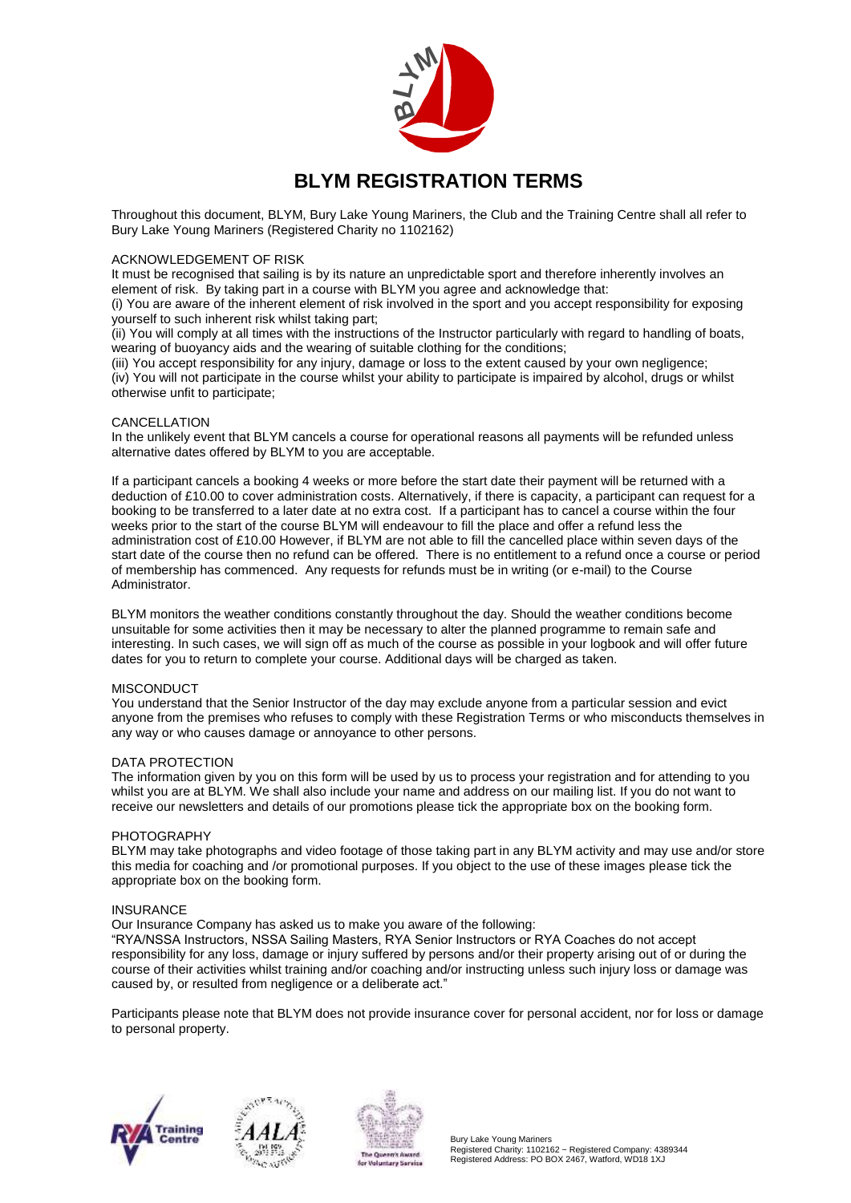# BLYM REGISTRATION TERMS

Throughout this document, BLYM, Bury Lake Young Mariners, the Club and the Training Centre shall all refer to Bury Lake Young Mariners (Registered Charity no 1102162)

## ACKNOWLEDGEMENT OF RISK

It must be recognised that sailing is by its nature an unpredictable sport and therefore inherently involves an element of risk. By taking part in a course with BLYM you agree and acknowledge that:

(i) You are aware of the inherent element of risk involved in the sport and you accept responsibility for exposing yourself to such inherent risk whilst taking part;

(ii) You will comply at all times with the instructions of the Instructor particularly with regard to handling of boats, wearing of buoyancy aids and the wearing of suitable clothing for the conditions;

(iii) You accept responsibility for any injury, damage or loss to the extent caused by your own negligence;

(iv) You will not participate in the course whilst your ability to participate is impaired by alcohol, drugs or whilst otherwise unfit to participate;

## CANCELLATION

In the unlikely event that BLYM cancels a course for operational reasons all payments will be refunded unless alternative dates offered by BLYM to you are acceptable.

If a participant cancels a booking 4 weeks or more before the start date their payment will be returned with a deduction of £10.00 to cover administration costs. Alternatively, if there is capacity, a participant can request for a booking to be transferred to a later date at no extra cost. If a participant has to cancel a course within the four weeks prior to the start of the course BLYM will endeavour to fill the place and offer a refund less the administration cost of £10.00 However, if BLYM are not able to fill the cancelled place within seven days of the start date of the course then no refund can be offered. There is no entitlement to a refund once a course or period of membership has commenced. Any requests for refunds must be in writing (or e-mail) to the Course Administrator.

BLYM monitors the weather conditions constantly throughout the day. Should the weather conditions become unsuitable for some activities then it may be necessary to alter the planned programme to remain safe and interesting. In such cases, we will sign off as much of the course as possible in your logbook and will offer future dates for you to return to complete your course. Additional days will be charged as taken.

## MISCONDUCT

You understand that the Senior Instructor of the day may exclude anyone from a particular session and evict anyone from the premises who refuses to comply with these Registration Terms or who misconducts themselves in any way or who causes damage or annoyance to other persons.

## DATA PROTECTION

The information given by you on this form will be used by us to process your registration and for attending to you whilst you are at BLYM. We shall also include your name and address on our mailing list. If you do not want to receive our newsletters and details of our promotions please tick the appropriate box on the booking form.

## PHOTOGRAPHY

BLYM may take photographs and video footage of those taking part in any BLYM activity and may use and/or store this media for coaching and /or promotional purposes. If you object to the use of these images please tick the appropriate box on the booking form.

## INSURANCE

Our Insurance Company has asked us to make you aware of the following:

"RYA/NSSA Instructors, NSSA Sailing Masters, RYA Senior Instructors or RYA Coaches do not accept responsibility for any loss, damage or injury suffered by persons and/or their property arising out of or during the course of their activities whilst training and/or coaching and/or instructing unless such injury loss or damage was caused by, or resulted from negligence or a deliberate act."

Participants please note that BLYM does not provide insurance cover for personal accident, nor for loss or damage to personal property.

Bury Lake Young Mariners
Registered Charity: 1102162 ~ Registered Company: 4389344
Registered Address: PO BOX 2467, Watford, WD18 1XJ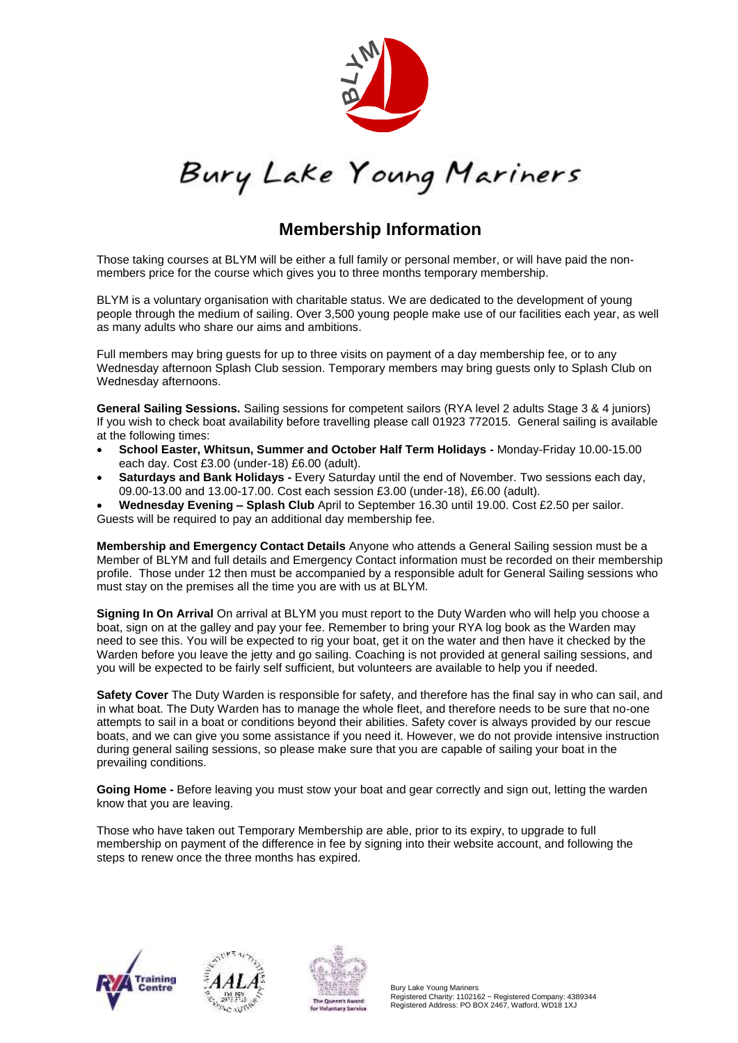# Bury Lake Young Mariners

## Membership Information

Those taking courses at BLYM will be either a full family or personal member, or will have paid the non-members price for the course which gives you to three months temporary membership.

BLYM is a voluntary organisation with charitable status. We are dedicated to the development of young people through the medium of sailing. Over 3,500 young people make use of our facilities each year, as well as many adults who share our aims and ambitions.

Full members may bring guests for up to three visits on payment of a day membership fee, or to any Wednesday afternoon Splash Club session. Temporary members may bring guests only to Splash Club on Wednesday afternoons.

**General Sailing Sessions.** Sailing sessions for competent sailors (RYA level 2 adults Stage 3 & 4 juniors) If you wish to check boat availability before travelling please call 01923 772015. General sailing is available at the following times:

- **School Easter, Whitsun, Summer and October Half Term Holidays -** Monday-Friday 10.00-15.00 each day. Cost £3.00 (under-18) £6.00 (adult).
- **Saturdays and Bank Holidays -** Every Saturday until the end of November. Two sessions each day, 09.00-13.00 and 13.00-17.00. Cost each session £3.00 (under-18), £6.00 (adult).
- **Wednesday Evening – Splash Club** April to September 16.30 until 19.00. Cost £2.50 per sailor.

Guests will be required to pay an additional day membership fee.

**Membership and Emergency Contact Details** Anyone who attends a General Sailing session must be a Member of BLYM and full details and Emergency Contact information must be recorded on their membership profile. Those under 12 then must be accompanied by a responsible adult for General Sailing sessions who must stay on the premises all the time you are with us at BLYM.

**Signing In On Arrival** On arrival at BLYM you must report to the Duty Warden who will help you choose a boat, sign on at the galley and pay your fee. Remember to bring your RYA log book as the Warden may need to see this. You will be expected to rig your boat, get it on the water and then have it checked by the Warden before you leave the jetty and go sailing. Coaching is not provided at general sailing sessions, and you will be expected to be fairly self sufficient, but volunteers are available to help you if needed.

**Safety Cover** The Duty Warden is responsible for safety, and therefore has the final say in who can sail, and in what boat. The Duty Warden has to manage the whole fleet, and therefore needs to be sure that no-one attempts to sail in a boat or conditions beyond their abilities. Safety cover is always provided by our rescue boats, and we can give you some assistance if you need it. However, we do not provide intensive instruction during general sailing sessions, so please make sure that you are capable of sailing your boat in the prevailing conditions.

**Going Home -** Before leaving you must stow your boat and gear correctly and sign out, letting the warden know that you are leaving.

Those who have taken out Temporary Membership are able, prior to its expiry, to upgrade to full membership on payment of the difference in fee by signing into their website account, and following the steps to renew once the three months has expired.

Bury Lake Young Mariners
Registered Charity: 1102162 ~ Registered Company: 4389344
Registered Address: PO BOX 2467, Watford, WD18 1XJ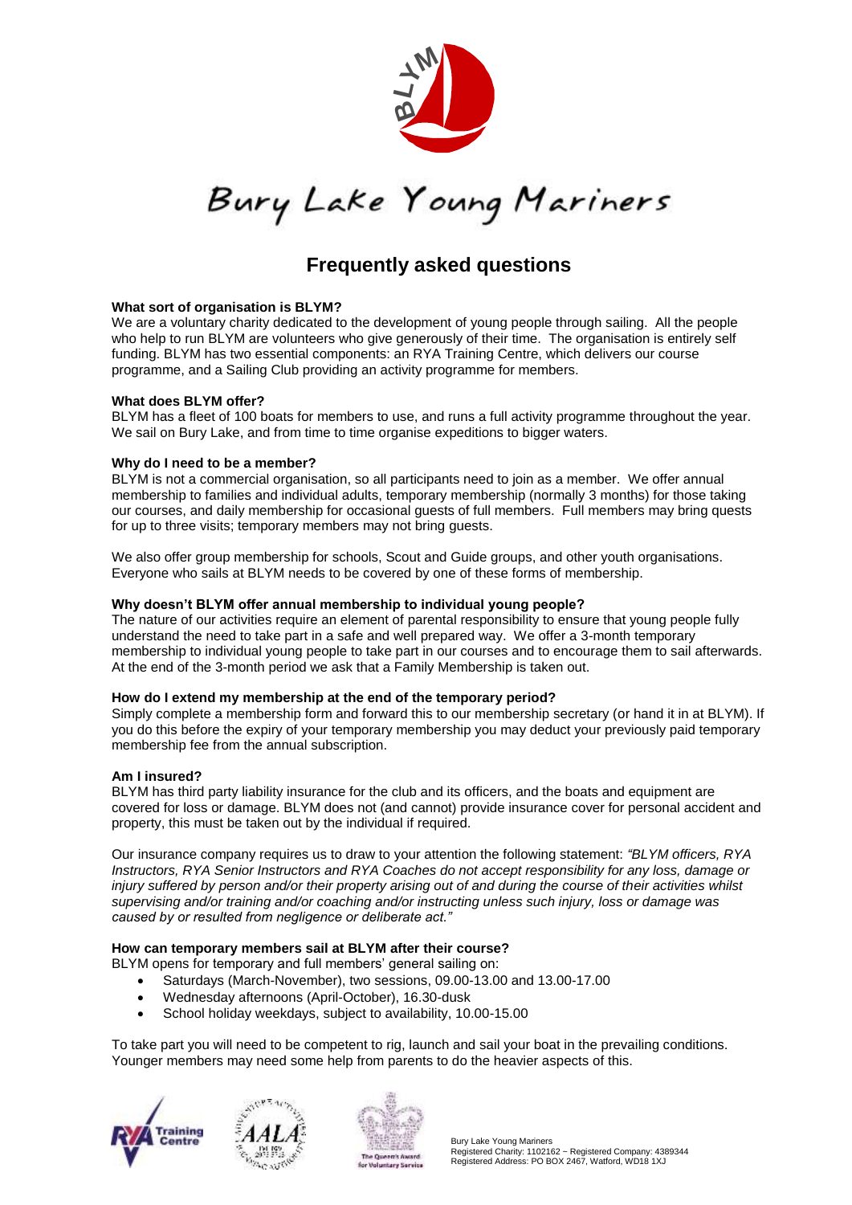# Bury Lake Young Mariners

## Frequently asked questions

**What sort of organisation is BLYM?**
We are a voluntary charity dedicated to the development of young people through sailing. All the people who help to run BLYM are volunteers who give generously of their time. The organisation is entirely self funding. BLYM has two essential components: an RYA Training Centre, which delivers our course programme, and a Sailing Club providing an activity programme for members.

**What does BLYM offer?**
BLYM has a fleet of 100 boats for members to use, and runs a full activity programme throughout the year. We sail on Bury Lake, and from time to time organise expeditions to bigger waters.

**Why do I need to be a member?**
BLYM is not a commercial organisation, so all participants need to join as a member. We offer annual membership to families and individual adults, temporary membership (normally 3 months) for those taking our courses, and daily membership for occasional guests of full members. Full members may bring quests for up to three visits; temporary members may not bring guests.

We also offer group membership for schools, Scout and Guide groups, and other youth organisations. Everyone who sails at BLYM needs to be covered by one of these forms of membership.

**Why doesn't BLYM offer annual membership to individual young people?**
The nature of our activities require an element of parental responsibility to ensure that young people fully understand the need to take part in a safe and well prepared way. We offer a 3-month temporary membership to individual young people to take part in our courses and to encourage them to sail afterwards. At the end of the 3-month period we ask that a Family Membership is taken out.

**How do I extend my membership at the end of the temporary period?**
Simply complete a membership form and forward this to our membership secretary (or hand it in at BLYM). If you do this before the expiry of your temporary membership you may deduct your previously paid temporary membership fee from the annual subscription.

**Am I insured?**
BLYM has third party liability insurance for the club and its officers, and the boats and equipment are covered for loss or damage. BLYM does not (and cannot) provide insurance cover for personal accident and property, this must be taken out by the individual if required.

Our insurance company requires us to draw to your attention the following statement: *"BLYM officers, RYA Instructors, RYA Senior Instructors and RYA Coaches do not accept responsibility for any loss, damage or injury suffered by person and/or their property arising out of and during the course of their activities whilst supervising and/or training and/or coaching and/or instructing unless such injury, loss or damage was caused by or resulted from negligence or deliberate act."*

**How can temporary members sail at BLYM after their course?**
BLYM opens for temporary and full members' general sailing on:

- Saturdays (March-November), two sessions, 09.00-13.00 and 13.00-17.00
- Wednesday afternoons (April-October), 16.30-dusk
- School holiday weekdays, subject to availability, 10.00-15.00

To take part you will need to be competent to rig, launch and sail your boat in the prevailing conditions. Younger members may need some help from parents to do the heavier aspects of this.

Bury Lake Young Mariners
Registered Charity: 1102162 ~ Registered Company: 4389344
Registered Address: PO BOX 2467, Watford, WD18 1XJ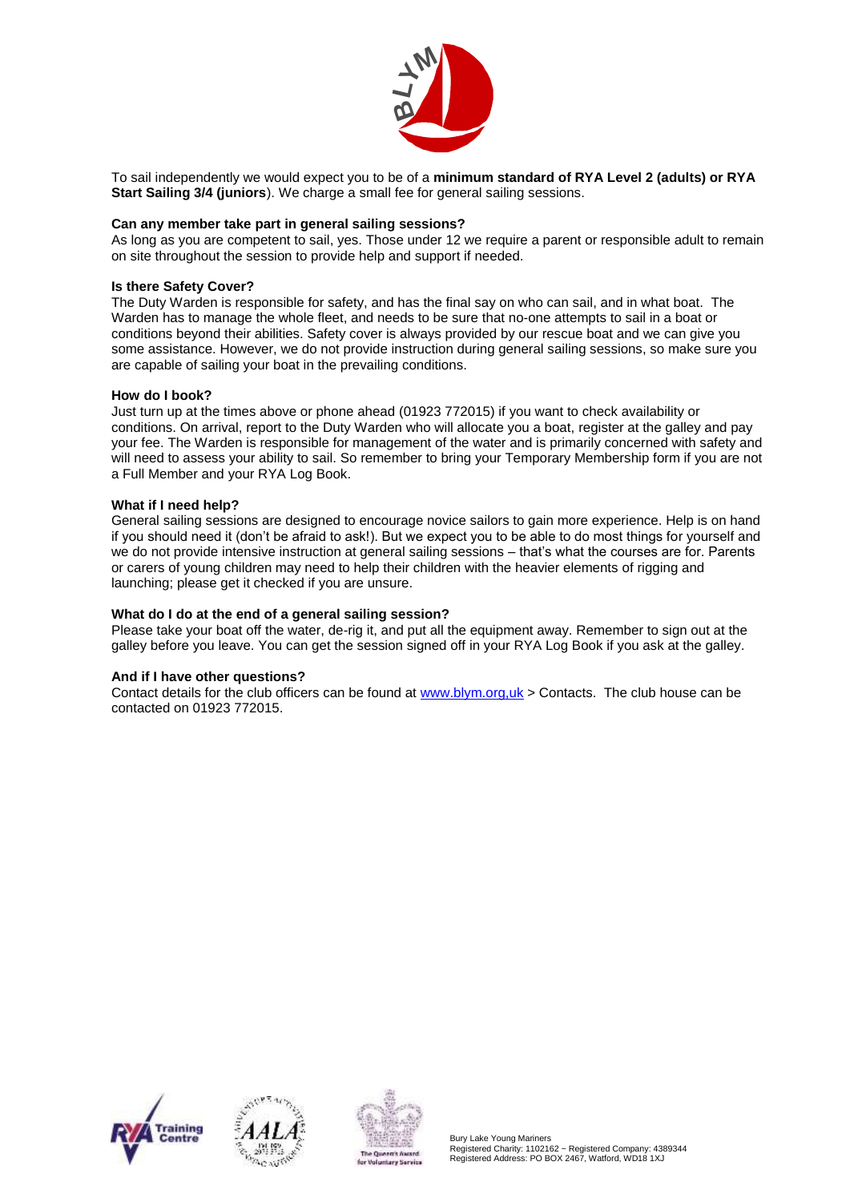To sail independently we would expect you to be of a **minimum standard of RYA Level 2 (adults) or RYA Start Sailing 3/4 (juniors**). We charge a small fee for general sailing sessions.

**Can any member take part in general sailing sessions?**

As long as you are competent to sail, yes. Those under 12 we require a parent or responsible adult to remain on site throughout the session to provide help and support if needed.

**Is there Safety Cover?**

The Duty Warden is responsible for safety, and has the final say on who can sail, and in what boat. The Warden has to manage the whole fleet, and needs to be sure that no-one attempts to sail in a boat or conditions beyond their abilities. Safety cover is always provided by our rescue boat and we can give you some assistance. However, we do not provide instruction during general sailing sessions, so make sure you are capable of sailing your boat in the prevailing conditions.

**How do I book?**

Just turn up at the times above or phone ahead (01923 772015) if you want to check availability or conditions. On arrival, report to the Duty Warden who will allocate you a boat, register at the galley and pay your fee. The Warden is responsible for management of the water and is primarily concerned with safety and will need to assess your ability to sail. So remember to bring your Temporary Membership form if you are not a Full Member and your RYA Log Book.

**What if I need help?**

General sailing sessions are designed to encourage novice sailors to gain more experience. Help is on hand if you should need it (don't be afraid to ask!). But we expect you to be able to do most things for yourself and we do not provide intensive instruction at general sailing sessions – that's what the courses are for. Parents or carers of young children may need to help their children with the heavier elements of rigging and launching; please get it checked if you are unsure.

**What do I do at the end of a general sailing session?**

Please take your boat off the water, de-rig it, and put all the equipment away. Remember to sign out at the galley before you leave. You can get the session signed off in your RYA Log Book if you ask at the galley.

**And if I have other questions?**

Contact details for the club officers can be found at www.blym.org,uk > Contacts. The club house can be contacted on 01923 772015.

Bury Lake Young Mariners
Registered Charity: 1102162 ~ Registered Company: 4389344
Registered Address: PO BOX 2467, Watford, WD18 1XJ